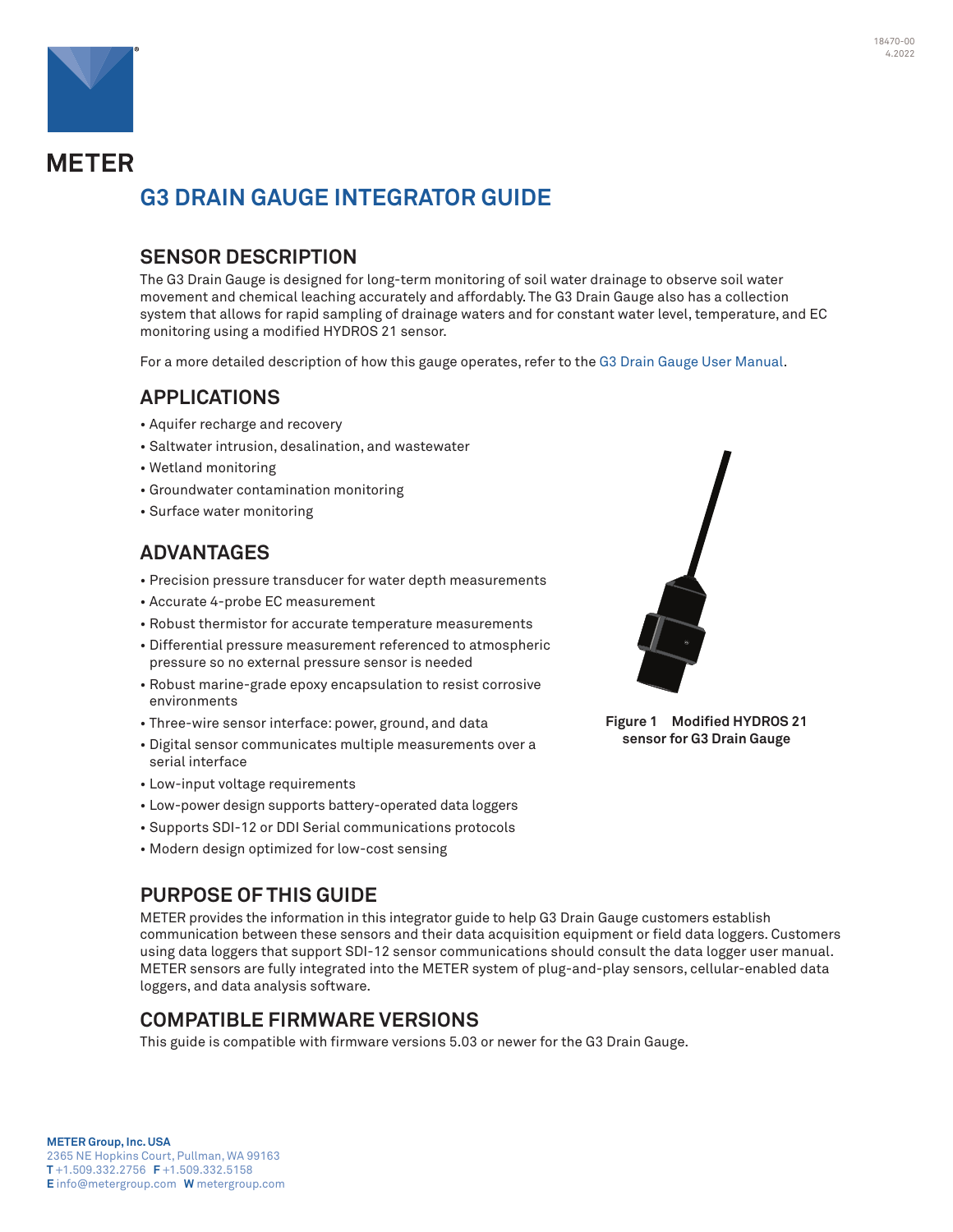# G3 DRAIN GAUGE INTEGRATOR GUIDE

## SENSOR DESCRIPTION

The G3 Drain Gauge is designed for long-term monitoring of soil water drainage to observe soil water movement and chemical leaching accurately and affordably. The G3 Drain Gauge also has a collection system that allows for rapid sampling of drainage waters and for constant water level, temperature, and EC monitoring using a modified HYDROS 21 sensor.

For a more detailed description of how this gauge operates, refer to the G3 Drain Gauge User Manual.

## APPLICATIONS

- Aquifer recharge and recovery
- Saltwater intrusion, desalination, and wastewater
- Wetland monitoring
- Groundwater contamination monitoring
- Surface water monitoring

## ADVANTAGES

- Precision pressure transducer for water depth measurements
- Accurate 4-probe EC measurement
- Robust thermistor for accurate temperature measurements
- Differential pressure measurement referenced to atmospheric pressure so no external pressure sensor is needed
- Robust marine-grade epoxy encapsulation to resist corrosive environments
- Three-wire sensor interface: power, ground, and data
- Digital sensor communicates multiple measurements over a serial interface
- Low-input voltage requirements
- Low-power design supports battery-operated data loggers
- Supports SDI-12 or DDI Serial communications protocols
- Modern design optimized for low-cost sensing

**Figure 1 Modified HYDROS 21 sensor for G3 Drain Gauge**

## PURPOSE OF THIS GUIDE

METER provides the information in this integrator guide to help G3 Drain Gauge customers establish communication between these sensors and their data acquisition equipment or field data loggers. Customers using data loggers that support SDI-12 sensor communications should consult the data logger user manual. METER sensors are fully integrated into the METER system of plug-and-play sensors, cellular-enabled data loggers, and data analysis software.

## COMPATIBLE FIRMWARE VERSIONS

This guide is compatible with firmware versions 5.03 or newer for the G3 Drain Gauge.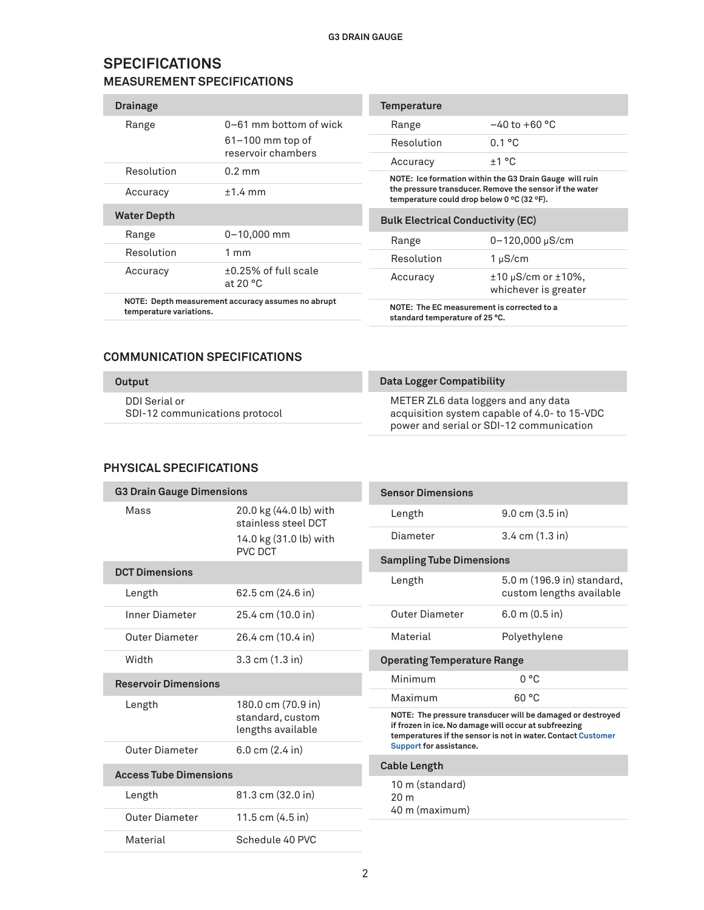# SPECIFICATIONS

## MEASUREMENT SPECIFICATIONS

| Drainage | |
|---|---|
| Range | 0–61 mm bottom of wick<br>61–100 mm top of reservoir chambers |
| Resolution | 0.2 mm |
| Accuracy | ±1.4 mm |

| Water Depth | |
|---|---|
| Range | 0–10,000 mm |
| Resolution | 1 mm |
| Accuracy | ±0.25% of full scale at 20 °C |

**NOTE: Depth measurement accuracy assumes no abrupt temperature variations.**

| Temperature | |
|---|---|
| Range | −40 to +60 °C |
| Resolution | 0.1 °C |
| Accuracy | ±1 °C |

**NOTE: Ice formation within the G3 Drain Gauge will ruin the pressure transducer. Remove the sensor if the water temperature could drop below 0 °C (32 °F).**

| Bulk Electrical Conductivity (EC) | |
|---|---|
| Range | 0–120,000 µS/cm |
| Resolution | 1 µS/cm |
| Accuracy | ±10 µS/cm or ±10%, whichever is greater |

**NOTE: The EC measurement is corrected to a standard temperature of 25 °C.**

## COMMUNICATION SPECIFICATIONS

**Output**

DDI Serial or
SDI-12 communications protocol

**Data Logger Compatibility**

METER ZL6 data loggers and any data acquisition system capable of 4.0- to 15-VDC power and serial or SDI-12 communication

## PHYSICAL SPECIFICATIONS

| G3 Drain Gauge Dimensions | |
|---|---|
| Mass | 20.0 kg (44.0 lb) with stainless steel DCT<br>14.0 kg (31.0 lb) with PVC DCT |

| DCT Dimensions | |
|---|---|
| Length | 62.5 cm (24.6 in) |
| Inner Diameter | 25.4 cm (10.0 in) |
| Outer Diameter | 26.4 cm (10.4 in) |
| Width | 3.3 cm (1.3 in) |

| Reservoir Dimensions | |
|---|---|
| Length | 180.0 cm (70.9 in) standard, custom lengths available |
| Outer Diameter | 6.0 cm (2.4 in) |

| Access Tube Dimensions | |
|---|---|
| Length | 81.3 cm (32.0 in) |
| Outer Diameter | 11.5 cm (4.5 in) |
| Material | Schedule 40 PVC |

| Sensor Dimensions | |
|---|---|
| Length | 9.0 cm (3.5 in) |
| Diameter | 3.4 cm (1.3 in) |

| Sampling Tube Dimensions | |
|---|---|
| Length | 5.0 m (196.9 in) standard, custom lengths available |
| Outer Diameter | 6.0 m (0.5 in) |
| Material | Polyethylene |

| Operating Temperature Range | |
|---|---|
| Minimum | 0 °C |
| Maximum | 60 °C |

**NOTE: The pressure transducer will be damaged or destroyed if frozen in ice. No damage will occur at subfreezing temperatures if the sensor is not in water. Contact Customer Support for assistance.**

**Cable Length**

10 m (standard)
20 m
40 m (maximum)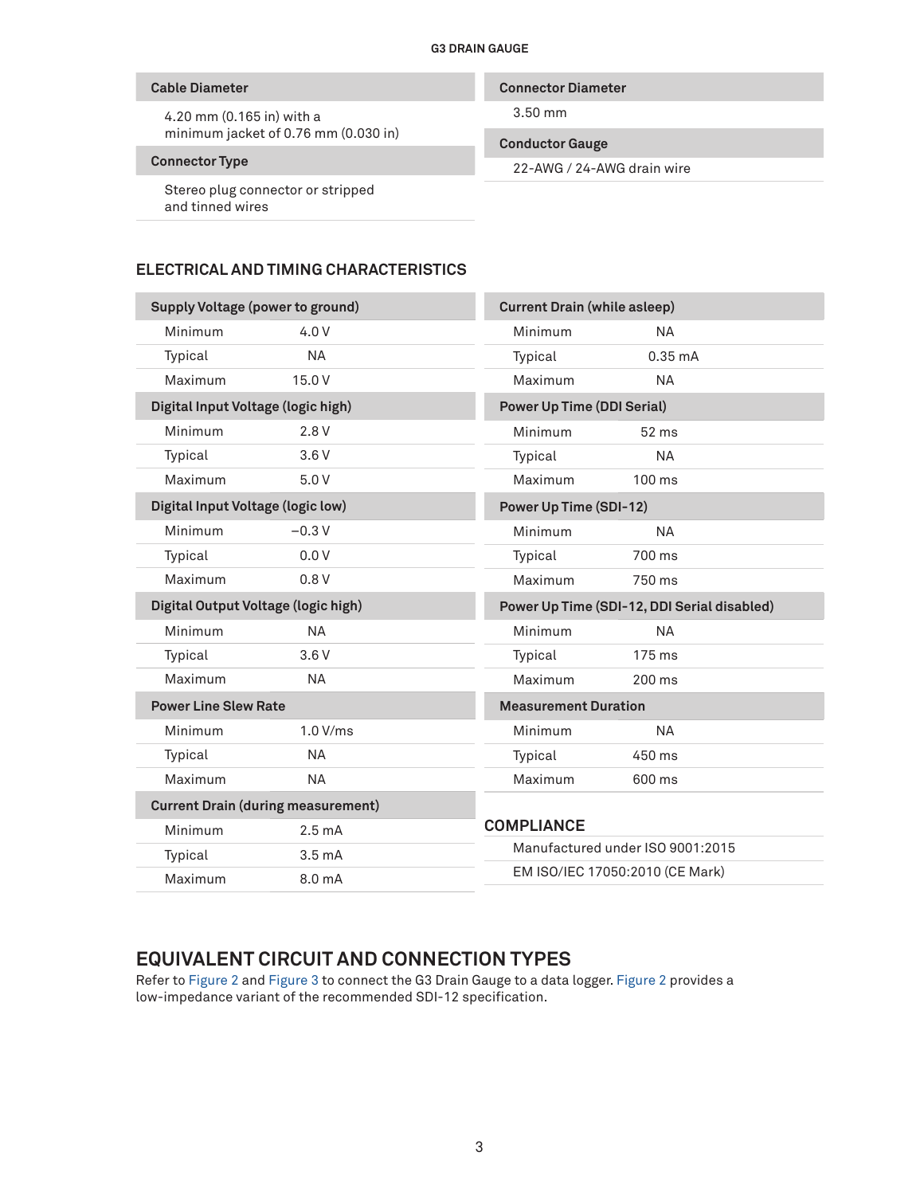| Cable Diameter | |
| --- | --- |
| 4.20 mm (0.165 in) with a minimum jacket of 0.76 mm (0.030 in) | |

| Connector Type | |
| --- | --- |
| Stereo plug connector or stripped and tinned wires | |

| Connector Diameter | |
| --- | --- |
| 3.50 mm | |

| Conductor Gauge | |
| --- | --- |
| 22-AWG / 24-AWG drain wire | |

## ELECTRICAL AND TIMING CHARACTERISTICS

| Supply Voltage (power to ground) | |
| --- | --- |
| Minimum | 4.0 V |
| Typical | NA |
| Maximum | 15.0 V |

| Digital Input Voltage (logic high) | |
| --- | --- |
| Minimum | 2.8 V |
| Typical | 3.6 V |
| Maximum | 5.0 V |

| Digital Input Voltage (logic low) | |
| --- | --- |
| Minimum | –0.3 V |
| Typical | 0.0 V |
| Maximum | 0.8 V |

| Digital Output Voltage (logic high) | |
| --- | --- |
| Minimum | NA |
| Typical | 3.6 V |
| Maximum | NA |

| Power Line Slew Rate | |
| --- | --- |
| Minimum | 1.0 V/ms |
| Typical | NA |
| Maximum | NA |

| Current Drain (during measurement) | |
| --- | --- |
| Minimum | 2.5 mA |
| Typical | 3.5 mA |
| Maximum | 8.0 mA |

| Current Drain (while asleep) | |
| --- | --- |
| Minimum | NA |
| Typical | 0.35 mA |
| Maximum | NA |

| Power Up Time (DDI Serial) | |
| --- | --- |
| Minimum | 52 ms |
| Typical | NA |
| Maximum | 100 ms |

| Power Up Time (SDI-12) | |
| --- | --- |
| Minimum | NA |
| Typical | 700 ms |
| Maximum | 750 ms |

| Power Up Time (SDI-12, DDI Serial disabled) | |
| --- | --- |
| Minimum | NA |
| Typical | 175 ms |
| Maximum | 200 ms |

| Measurement Duration | |
| --- | --- |
| Minimum | NA |
| Typical | 450 ms |
| Maximum | 600 ms |

## COMPLIANCE

Manufactured under ISO 9001:2015

EM ISO/IEC 17050:2010 (CE Mark)

## EQUIVALENT CIRCUIT AND CONNECTION TYPES

Refer to Figure 2 and Figure 3 to connect the G3 Drain Gauge to a data logger. Figure 2 provides a low-impedance variant of the recommended SDI-12 specification.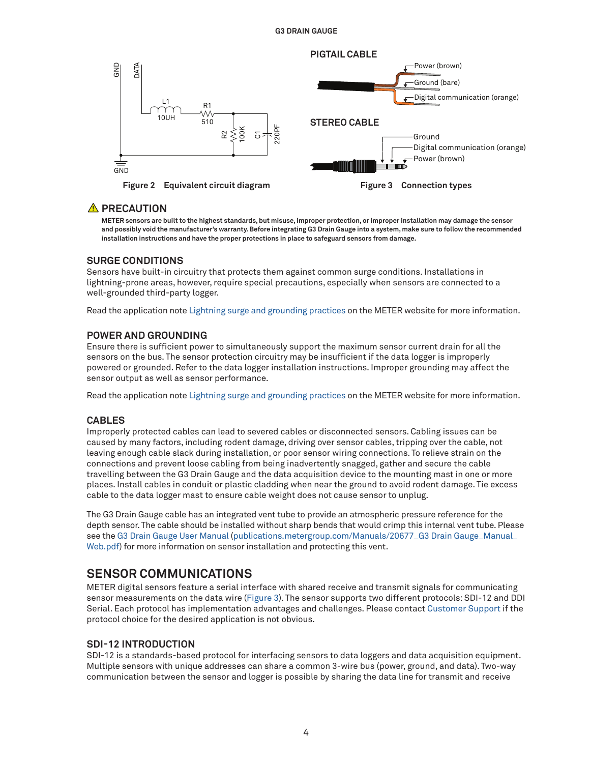Figure 2 Equivalent circuit diagram

Figure 3 Connection types

## ⚠ PRECAUTION

**METER sensors are built to the highest standards, but misuse, improper protection, or improper installation may damage the sensor and possibly void the manufacturer's warranty. Before integrating G3 Drain Gauge into a system, make sure to follow the recommended installation instructions and have the proper protections in place to safeguard sensors from damage.**

### SURGE CONDITIONS

Sensors have built-in circuitry that protects them against common surge conditions. Installations in lightning-prone areas, however, require special precautions, especially when sensors are connected to a well-grounded third-party logger.

Read the application note Lightning surge and grounding practices on the METER website for more information.

### POWER AND GROUNDING

Ensure there is sufficient power to simultaneously support the maximum sensor current drain for all the sensors on the bus. The sensor protection circuitry may be insufficient if the data logger is improperly powered or grounded. Refer to the data logger installation instructions. Improper grounding may affect the sensor output as well as sensor performance.

Read the application note Lightning surge and grounding practices on the METER website for more information.

### CABLES

Improperly protected cables can lead to severed cables or disconnected sensors. Cabling issues can be caused by many factors, including rodent damage, driving over sensor cables, tripping over the cable, not leaving enough cable slack during installation, or poor sensor wiring connections. To relieve strain on the connections and prevent loose cabling from being inadvertently snagged, gather and secure the cable travelling between the G3 Drain Gauge and the data acquisition device to the mounting mast in one or more places. Install cables in conduit or plastic cladding when near the ground to avoid rodent damage. Tie excess cable to the data logger mast to ensure cable weight does not cause sensor to unplug.

The G3 Drain Gauge cable has an integrated vent tube to provide an atmospheric pressure reference for the depth sensor. The cable should be installed without sharp bends that would crimp this internal vent tube. Please see the G3 Drain Gauge User Manual (publications.metergroup.com/Manuals/20677_G3 Drain Gauge_Manual_Web.pdf) for more information on sensor installation and protecting this vent.

## SENSOR COMMUNICATIONS

METER digital sensors feature a serial interface with shared receive and transmit signals for communicating sensor measurements on the data wire (Figure 3). The sensor supports two different protocols: SDI-12 and DDI Serial. Each protocol has implementation advantages and challenges. Please contact Customer Support if the protocol choice for the desired application is not obvious.

### SDI-12 INTRODUCTION

SDI-12 is a standards-based protocol for interfacing sensors to data loggers and data acquisition equipment. Multiple sensors with unique addresses can share a common 3-wire bus (power, ground, and data). Two-way communication between the sensor and logger is possible by sharing the data line for transmit and receive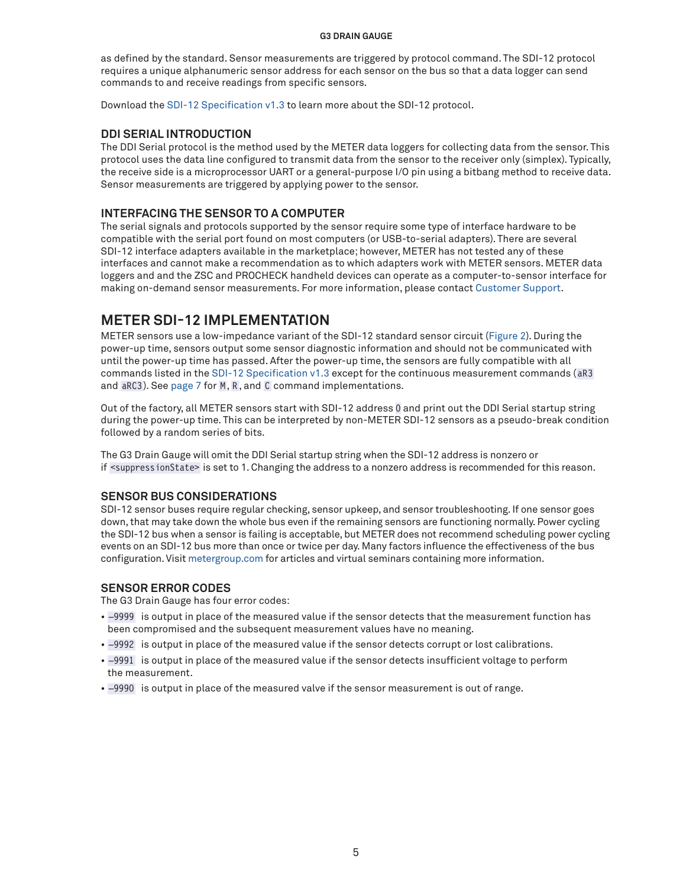as defined by the standard. Sensor measurements are triggered by protocol command. The SDI-12 protocol requires a unique alphanumeric sensor address for each sensor on the bus so that a data logger can send commands to and receive readings from specific sensors.

Download the SDI-12 Specification v1.3 to learn more about the SDI-12 protocol.

### DDI SERIAL INTRODUCTION

The DDI Serial protocol is the method used by the METER data loggers for collecting data from the sensor. This protocol uses the data line configured to transmit data from the sensor to the receiver only (simplex). Typically, the receive side is a microprocessor UART or a general-purpose I/O pin using a bitbang method to receive data. Sensor measurements are triggered by applying power to the sensor.

### INTERFACING THE SENSOR TO A COMPUTER

The serial signals and protocols supported by the sensor require some type of interface hardware to be compatible with the serial port found on most computers (or USB-to-serial adapters). There are several SDI-12 interface adapters available in the marketplace; however, METER has not tested any of these interfaces and cannot make a recommendation as to which adapters work with METER sensors. METER data loggers and and the ZSC and PROCHECK handheld devices can operate as a computer-to-sensor interface for making on-demand sensor measurements. For more information, please contact Customer Support.

## METER SDI-12 IMPLEMENTATION

METER sensors use a low-impedance variant of the SDI-12 standard sensor circuit (Figure 2). During the power-up time, sensors output some sensor diagnostic information and should not be communicated with until the power-up time has passed. After the power-up time, the sensors are fully compatible with all commands listed in the SDI-12 Specification v1.3 except for the continuous measurement commands (`aR3` and `aRC3`). See page 7 for `M`, `R`, and `C` command implementations.

Out of the factory, all METER sensors start with SDI-12 address `0` and print out the DDI Serial startup string during the power-up time. This can be interpreted by non-METER SDI-12 sensors as a pseudo-break condition followed by a random series of bits.

The G3 Drain Gauge will omit the DDI Serial startup string when the SDI-12 address is nonzero or if `<suppressionState>` is set to 1. Changing the address to a nonzero address is recommended for this reason.

### SENSOR BUS CONSIDERATIONS

SDI-12 sensor buses require regular checking, sensor upkeep, and sensor troubleshooting. If one sensor goes down, that may take down the whole bus even if the remaining sensors are functioning normally. Power cycling the SDI-12 bus when a sensor is failing is acceptable, but METER does not recommend scheduling power cycling events on an SDI-12 bus more than once or twice per day. Many factors influence the effectiveness of the bus configuration. Visit metergroup.com for articles and virtual seminars containing more information.

### SENSOR ERROR CODES

The G3 Drain Gauge has four error codes:

- `–9999` is output in place of the measured value if the sensor detects that the measurement function has been compromised and the subsequent measurement values have no meaning.
- `–9992` is output in place of the measured value if the sensor detects corrupt or lost calibrations.
- `–9991` is output in place of the measured value if the sensor detects insufficient voltage to perform the measurement.
- `–9990` is output in place of the measured valve if the sensor measurement is out of range.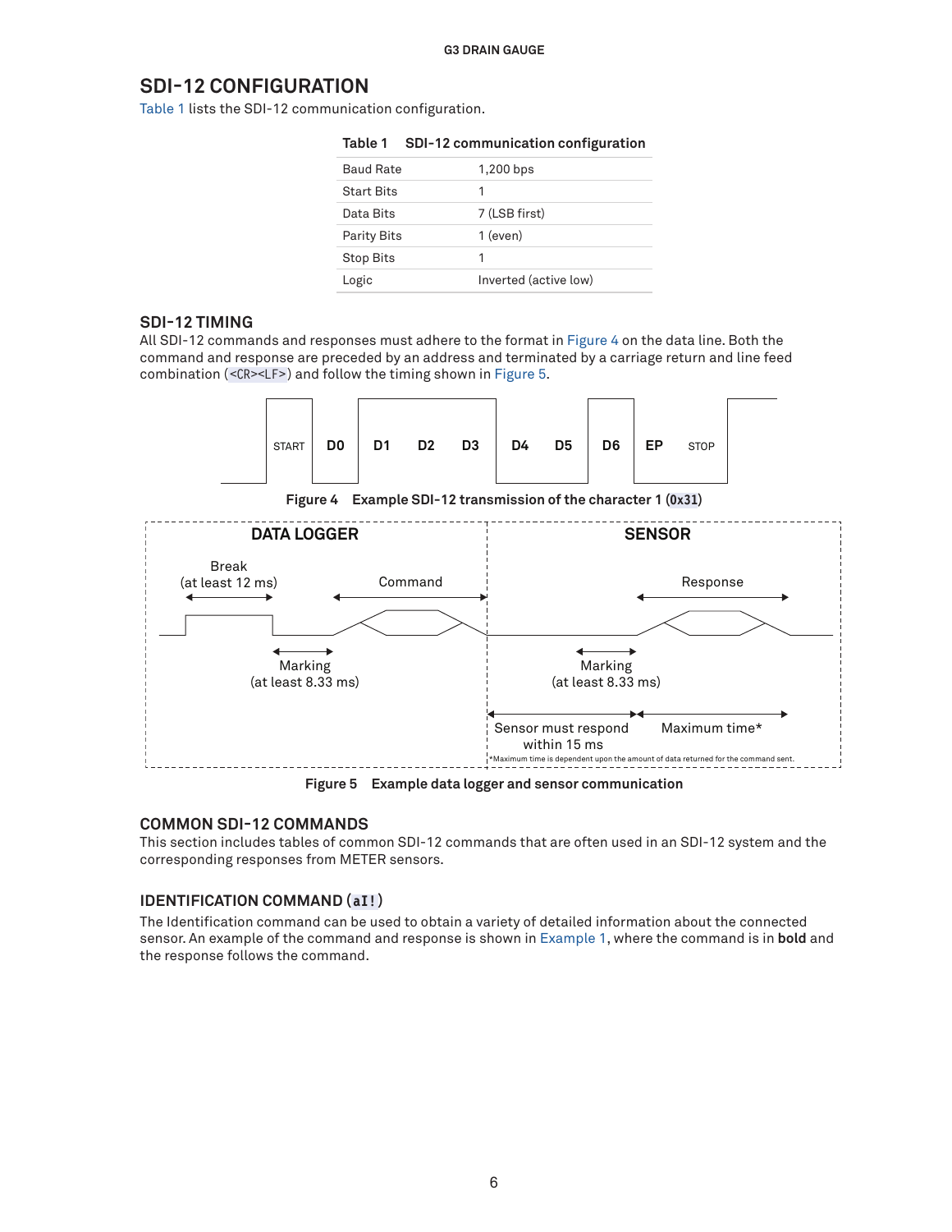## SDI-12 CONFIGURATION

Table 1 lists the SDI-12 communication configuration.

**Table 1 SDI-12 communication configuration**

| | |
|---|---|
| Baud Rate | 1,200 bps |
| Start Bits | 1 |
| Data Bits | 7 (LSB first) |
| Parity Bits | 1 (even) |
| Stop Bits | 1 |
| Logic | Inverted (active low) |

### SDI-12 TIMING

All SDI-12 commands and responses must adhere to the format in Figure 4 on the data line. Both the command and response are preceded by an address and terminated by a carriage return and line feed combination (`<CR><LF>`) and follow the timing shown in Figure 5.

Figure 4 Example SDI-12 transmission of the character 1 (`0x31`)

Figure 5 Example data logger and sensor communication

### COMMON SDI-12 COMMANDS

This section includes tables of common SDI-12 commands that are often used in an SDI-12 system and the corresponding responses from METER sensors.

### IDENTIFICATION COMMAND (`aI!`)

The Identification command can be used to obtain a variety of detailed information about the connected sensor. An example of the command and response is shown in Example 1, where the command is in **bold** and the response follows the command.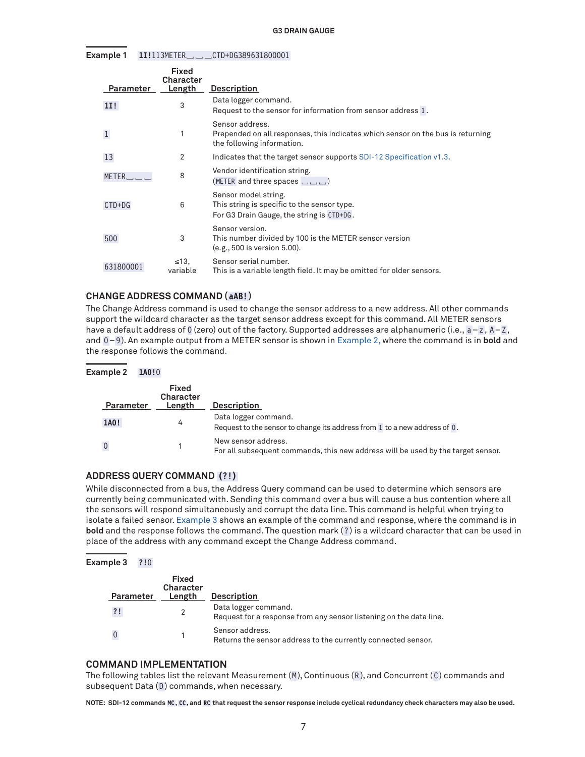**Example 1** **1I!**113METER␣␣␣CTD+DG389631800001

| Parameter | Fixed Character Length | Description |
|---|---|---|
| **1I!** | 3 | Data logger command.<br>Request to the sensor for information from sensor address 1. |
| 1 | 1 | Sensor address.<br>Prepended on all responses, this indicates which sensor on the bus is returning the following information. |
| 13 | 2 | Indicates that the target sensor supports SDI-12 Specification v1.3. |
| METER␣␣␣ | 8 | Vendor identification string.<br>(METER and three spaces ␣␣␣) |
| CTD+DG | 6 | Sensor model string.<br>This string is specific to the sensor type.<br>For G3 Drain Gauge, the string is CTD+DG. |
| 500 | 3 | Sensor version.<br>This number divided by 100 is the METER sensor version (e.g., 500 is version 5.00). |
| 631800001 | ≤13, variable | Sensor serial number.<br>This is a variable length field. It may be omitted for older sensors. |

## CHANGE ADDRESS COMMAND (aAB!)

The Change Address command is used to change the sensor address to a new address. All other commands support the wildcard character as the target sensor address except for this command. All METER sensors have a default address of 0 (zero) out of the factory. Supported addresses are alphanumeric (i.e., a–z, A–Z, and 0–9). An example output from a METER sensor is shown in Example 2, where the command is in **bold** and the response follows the command.

**Example 2** **1A0!**0

| Parameter | Fixed Character Length | Description |
|---|---|---|
| **1A0!** | 4 | Data logger command.<br>Request to the sensor to change its address from 1 to a new address of 0. |
| 0 | 1 | New sensor address.<br>For all subsequent commands, this new address will be used by the target sensor. |

## ADDRESS QUERY COMMAND (?!)

While disconnected from a bus, the Address Query command can be used to determine which sensors are currently being communicated with. Sending this command over a bus will cause a bus contention where all the sensors will respond simultaneously and corrupt the data line. This command is helpful when trying to isolate a failed sensor. Example 3 shows an example of the command and response, where the command is in **bold** and the response follows the command. The question mark (?) is a wildcard character that can be used in place of the address with any command except the Change Address command.

**Example 3** **?!**0

| Parameter | Fixed Character Length | Description |
|---|---|---|
| **?!** | 2 | Data logger command.<br>Request for a response from any sensor listening on the data line. |
| 0 | 1 | Sensor address.<br>Returns the sensor address to the currently connected sensor. |

## COMMAND IMPLEMENTATION

The following tables list the relevant Measurement (M), Continuous (R), and Concurrent (C) commands and subsequent Data (D) commands, when necessary.

**NOTE: SDI-12 commands MC, CC, and RC that request the sensor response include cyclical redundancy check characters may also be used.**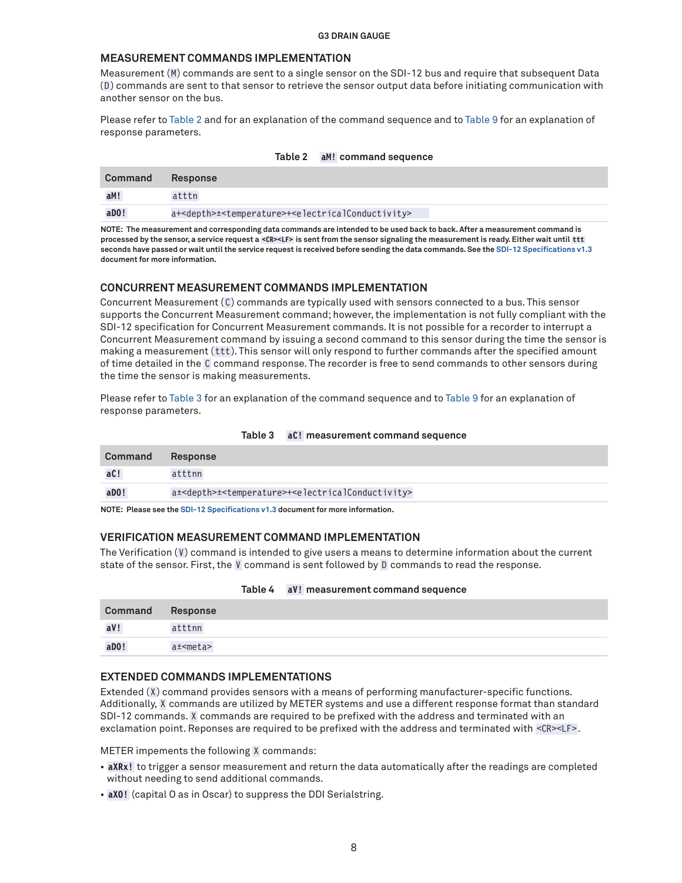## MEASUREMENT COMMANDS IMPLEMENTATION

Measurement (`M`) commands are sent to a single sensor on the SDI-12 bus and require that subsequent Data (`D`) commands are sent to that sensor to retrieve the sensor output data before initiating communication with another sensor on the bus.

Please refer to Table 2 and for an explanation of the command sequence and to Table 9 for an explanation of response parameters.

Table 2 `aM!` command sequence

| Command | Response |
|---|---|
| `aM!` | `atttn` |
| `aD0!` | `a+<depth>±<temperature>+<electricalConductivity>` |

**NOTE: The measurement and corresponding data commands are intended to be used back to back. After a measurement command is processed by the sensor, a service request a `<CR><LF>` is sent from the sensor signaling the measurement is ready. Either wait until `ttt` seconds have passed or wait until the service request is received before sending the data commands. See the SDI-12 Specifications v1.3 document for more information.**

## CONCURRENT MEASUREMENT COMMANDS IMPLEMENTATION

Concurrent Measurement (`C`) commands are typically used with sensors connected to a bus. This sensor supports the Concurrent Measurement command; however, the implementation is not fully compliant with the SDI-12 specification for Concurrent Measurement commands. It is not possible for a recorder to interrupt a Concurrent Measurement command by issuing a second command to this sensor during the time the sensor is making a measurement (`ttt`). This sensor will only respond to further commands after the specified amount of time detailed in the `C` command response. The recorder is free to send commands to other sensors during the time the sensor is making measurements.

Please refer to Table 3 for an explanation of the command sequence and to Table 9 for an explanation of response parameters.

Table 3 `aC!` measurement command sequence

| Command | Response |
|---|---|
| `aC!` | `atttnn` |
| `aD0!` | `a±<depth>±<temperature>+<electricalConductivity>` |

**NOTE: Please see the SDI-12 Specifications v1.3 document for more information.**

## VERIFICATION MEASUREMENT COMMAND IMPLEMENTATION

The Verification (`V`) command is intended to give users a means to determine information about the current state of the sensor. First, the `V` command is sent followed by `D` commands to read the response.

Table 4 `aV!` measurement command sequence

| Command | Response |
|---|---|
| `aV!` | `atttnn` |
| `aD0!` | `a±<meta>` |

## EXTENDED COMMANDS IMPLEMENTATIONS

Extended (`X`) command provides sensors with a means of performing manufacturer-specific functions. Additionally, `X` commands are utilized by METER systems and use a different response format than standard SDI-12 commands. `X` commands are required to be prefixed with the address and terminated with an exclamation point. Reponses are required to be prefixed with the address and terminated with `<CR><LF>`.

METER impements the following `X` commands:

- **`aXRx!`** to trigger a sensor measurement and return the data automatically after the readings are completed without needing to send additional commands.
- **`aXO!`** (capital O as in Oscar) to suppress the DDI Serialstring.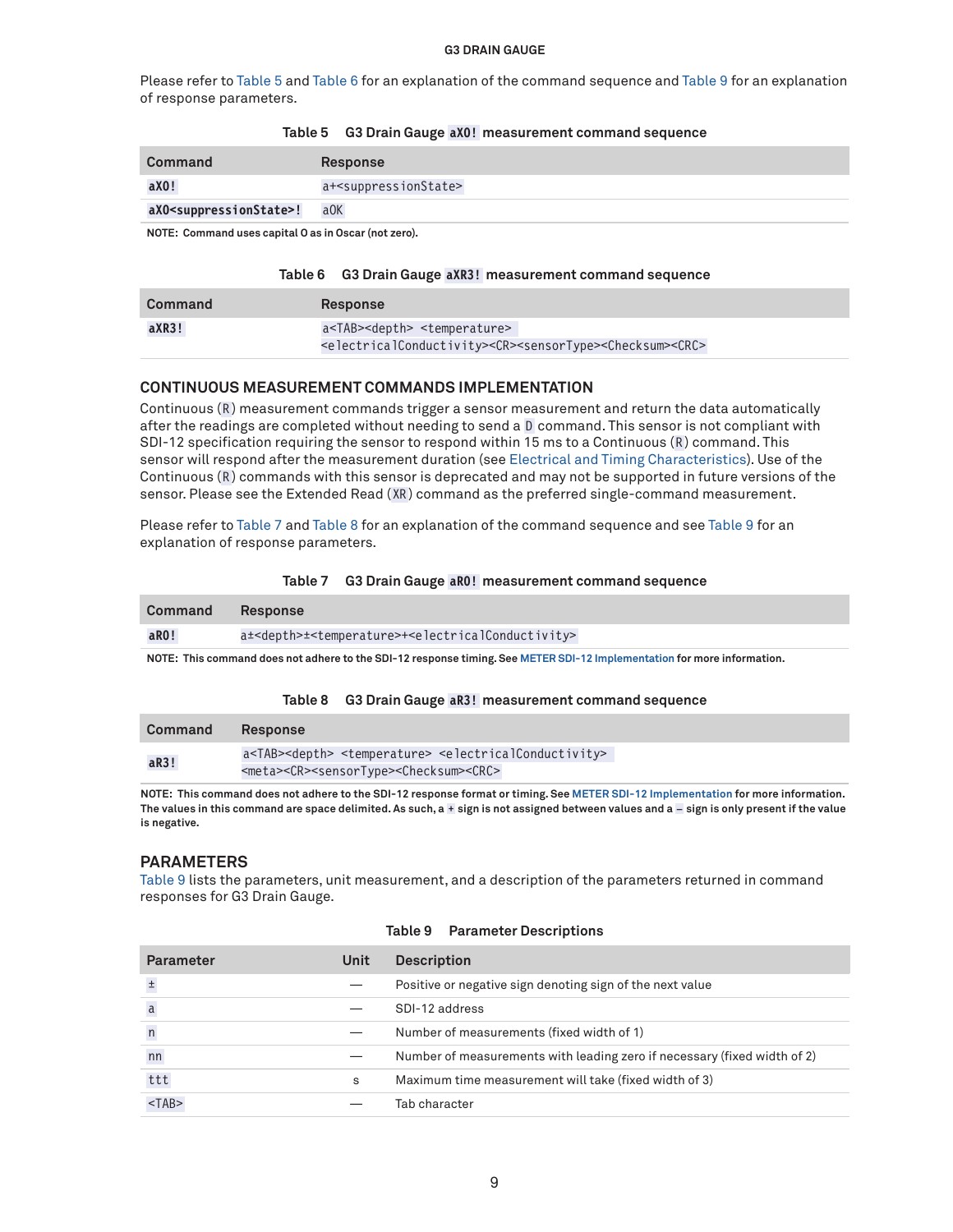Please refer to Table 5 and Table 6 for an explanation of the command sequence and Table 9 for an explanation of response parameters.

Table 5 G3 Drain Gauge `aXO!` measurement command sequence

| Command | Response |
| --- | --- |
| **aXO!** | a+<suppressionState> |
| **aXO<suppressionState>!** | aOK |

NOTE: Command uses capital O as in Oscar (not zero).

Table 6 G3 Drain Gauge `aXR3!` measurement command sequence

| Command | Response |
| --- | --- |
| **aXR3!** | a<TAB><depth> <temperature> <electricalConductivity><CR><sensorType><Checksum><CRC> |

## CONTINUOUS MEASUREMENT COMMANDS IMPLEMENTATION

Continuous (`R`) measurement commands trigger a sensor measurement and return the data automatically after the readings are completed without needing to send a `D` command. This sensor is not compliant with SDI-12 specification requiring the sensor to respond within 15 ms to a Continuous (`R`) command. This sensor will respond after the measurement duration (see Electrical and Timing Characteristics). Use of the Continuous (`R`) commands with this sensor is deprecated and may not be supported in future versions of the sensor. Please see the Extended Read (`XR`) command as the preferred single-command measurement.

Please refer to Table 7 and Table 8 for an explanation of the command sequence and see Table 9 for an explanation of response parameters.

Table 7 G3 Drain Gauge `aR0!` measurement command sequence

| Command | Response |
| --- | --- |
| **aR0!** | a±<depth>±<temperature>+<electricalConductivity> |

NOTE: This command does not adhere to the SDI-12 response timing. See METER SDI-12 Implementation for more information.

Table 8 G3 Drain Gauge `aR3!` measurement command sequence

| Command | Response |
| --- | --- |
| **aR3!** | a<TAB><depth> <temperature> <electricalConductivity> <meta><CR><sensorType><Checksum><CRC> |

NOTE: This command does not adhere to the SDI-12 response format or timing. See METER SDI-12 Implementation for more information. The values in this command are space delimited. As such, a `+` sign is not assigned between values and a `–` sign is only present if the value is negative.

## PARAMETERS

Table 9 lists the parameters, unit measurement, and a description of the parameters returned in command responses for G3 Drain Gauge.

Table 9 Parameter Descriptions

| Parameter | Unit | Description |
| --- | --- | --- |
| ± | — | Positive or negative sign denoting sign of the next value |
| a | — | SDI-12 address |
| n | — | Number of measurements (fixed width of 1) |
| nn | — | Number of measurements with leading zero if necessary (fixed width of 2) |
| ttt | s | Maximum time measurement will take (fixed width of 3) |
| <TAB> | — | Tab character |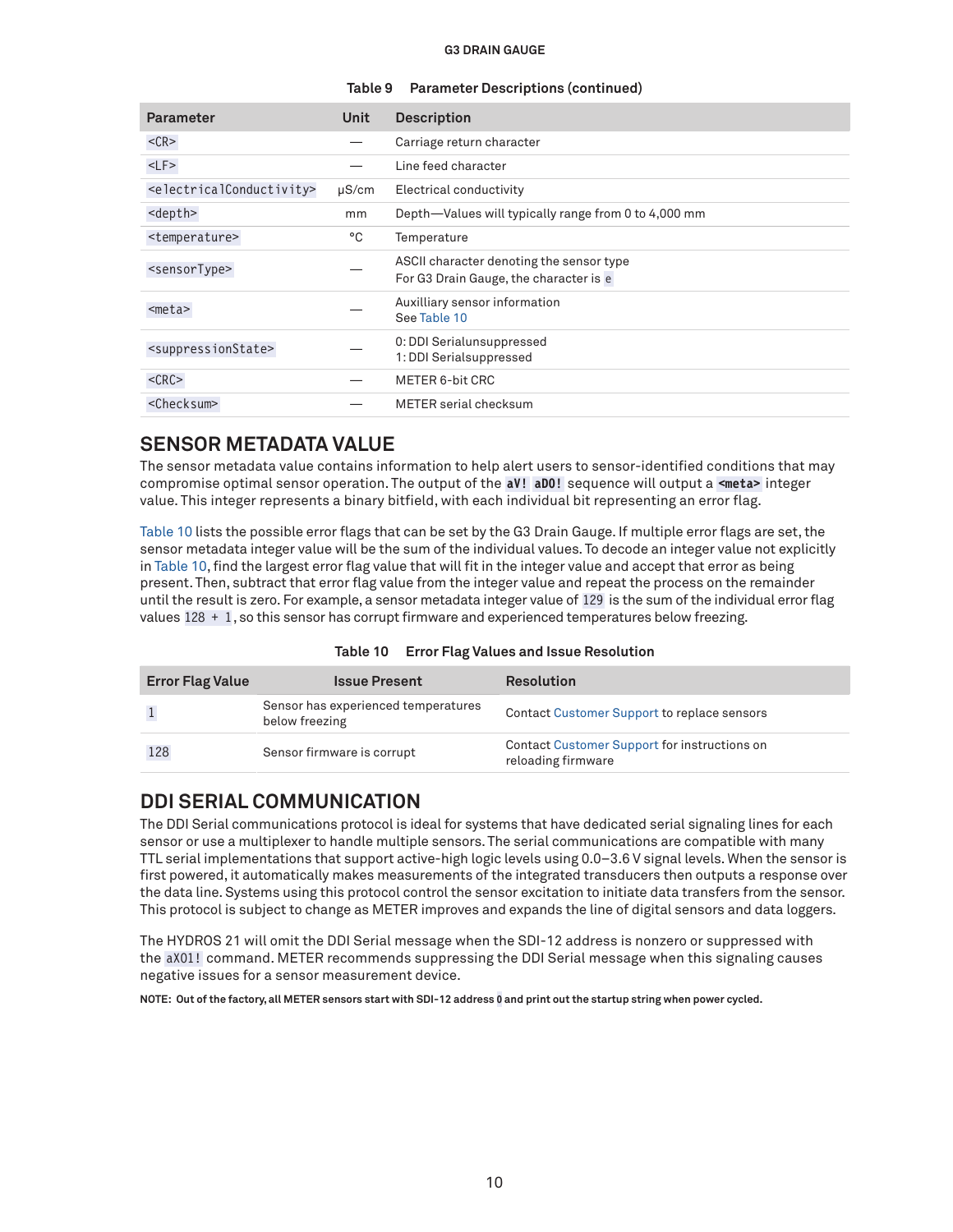Table 9 Parameter Descriptions (continued)

| Parameter | Unit | Description |
|---|---|---|
| `<CR>` | — | Carriage return character |
| `<LF>` | — | Line feed character |
| `<electricalConductivity>` | μS/cm | Electrical conductivity |
| `<depth>` | mm | Depth—Values will typically range from 0 to 4,000 mm |
| `<temperature>` | °C | Temperature |
| `<sensorType>` | — | ASCII character denoting the sensor type<br>For G3 Drain Gauge, the character is `e` |
| `<meta>` | — | Auxilliary sensor information<br>See Table 10 |
| `<suppressionState>` | — | 0: DDI Serialunsuppressed<br>1: DDI Serialsuppressed |
| `<CRC>` | — | METER 6-bit CRC |
| `<Checksum>` | — | METER serial checksum |

## SENSOR METADATA VALUE

The sensor metadata value contains information to help alert users to sensor-identified conditions that may compromise optimal sensor operation. The output of the **`aV! aD0!`** sequence will output a **`<meta>`** integer value. This integer represents a binary bitfield, with each individual bit representing an error flag.

Table 10 lists the possible error flags that can be set by the G3 Drain Gauge. If multiple error flags are set, the sensor metadata integer value will be the sum of the individual values. To decode an integer value not explicitly in Table 10, find the largest error flag value that will fit in the integer value and accept that error as being present. Then, subtract that error flag value from the integer value and repeat the process on the remainder until the result is zero. For example, a sensor metadata integer value of `129` is the sum of the individual error flag values `128 + 1`, so this sensor has corrupt firmware and experienced temperatures below freezing.

Table 10 Error Flag Values and Issue Resolution

| Error Flag Value | Issue Present | Resolution |
|---|---|---|
| `1` | Sensor has experienced temperatures below freezing | Contact Customer Support to replace sensors |
| `128` | Sensor firmware is corrupt | Contact Customer Support for instructions on reloading firmware |

## DDI SERIAL COMMUNICATION

The DDI Serial communications protocol is ideal for systems that have dedicated serial signaling lines for each sensor or use a multiplexer to handle multiple sensors. The serial communications are compatible with many TTL serial implementations that support active-high logic levels using 0.0–3.6 V signal levels. When the sensor is first powered, it automatically makes measurements of the integrated transducers then outputs a response over the data line. Systems using this protocol control the sensor excitation to initiate data transfers from the sensor. This protocol is subject to change as METER improves and expands the line of digital sensors and data loggers.

The HYDROS 21 will omit the DDI Serial message when the SDI-12 address is nonzero or suppressed with the `aXO1!` command. METER recommends suppressing the DDI Serial message when this signaling causes negative issues for a sensor measurement device.

**NOTE: Out of the factory, all METER sensors start with SDI-12 address `0` and print out the startup string when power cycled.**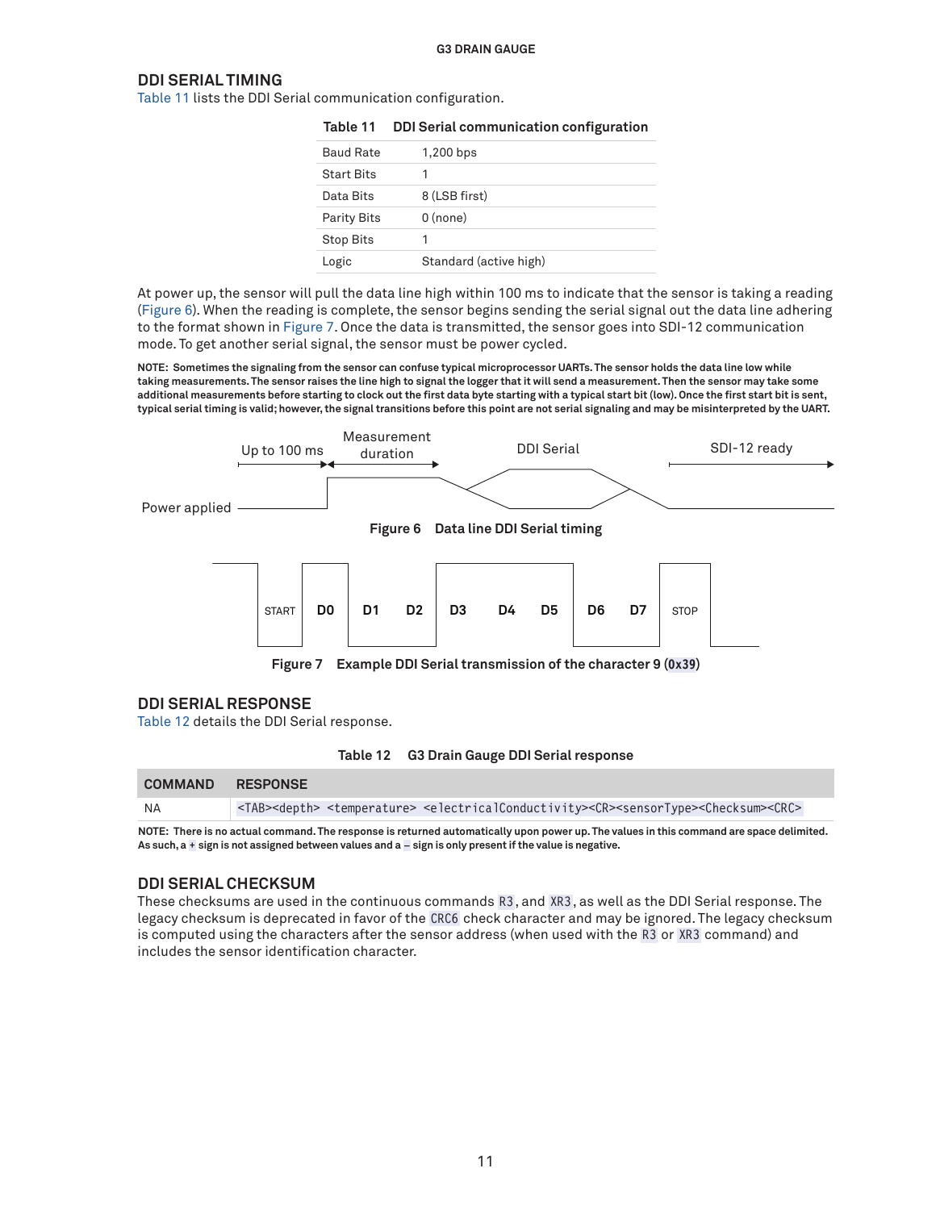## DDI SERIAL TIMING

Table 11 lists the DDI Serial communication configuration.

**Table 11 DDI Serial communication configuration**

| | |
|---|---|
| Baud Rate | 1,200 bps |
| Start Bits | 1 |
| Data Bits | 8 (LSB first) |
| Parity Bits | 0 (none) |
| Stop Bits | 1 |
| Logic | Standard (active high) |

At power up, the sensor will pull the data line high within 100 ms to indicate that the sensor is taking a reading (Figure 6). When the reading is complete, the sensor begins sending the serial signal out the data line adhering to the format shown in Figure 7. Once the data is transmitted, the sensor goes into SDI-12 communication mode. To get another serial signal, the sensor must be power cycled.

**NOTE: Sometimes the signaling from the sensor can confuse typical microprocessor UARTs. The sensor holds the data line low while taking measurements. The sensor raises the line high to signal the logger that it will send a measurement. Then the sensor may take some additional measurements before starting to clock out the first data byte starting with a typical start bit (low). Once the first start bit is sent, typical serial timing is valid; however, the signal transitions before this point are not serial signaling and may be misinterpreted by the UART.**

Power applied — Up to 100 ms — Measurement duration — DDI Serial — SDI-12 ready

**Figure 6 Data line DDI Serial timing**

START D0 D1 D2 D3 D4 D5 D6 D7 STOP

**Figure 7 Example DDI Serial transmission of the character 9 (`0x39`)**

## DDI SERIAL RESPONSE

Table 12 details the DDI Serial response.

**Table 12 G3 Drain Gauge DDI Serial response**

| COMMAND | RESPONSE |
|---|---|
| NA | `<TAB><depth> <temperature> <electricalConductivity><CR><sensorType><Checksum><CRC>` |

**NOTE: There is no actual command. The response is returned automatically upon power up. The values in this command are space delimited. As such, a `+` sign is not assigned between values and a `–` sign is only present if the value is negative.**

## DDI SERIAL CHECKSUM

These checksums are used in the continuous commands `R3`, and `XR3`, as well as the DDI Serial response. The legacy checksum is deprecated in favor of the `CRC6` check character and may be ignored. The legacy checksum is computed using the characters after the sensor address (when used with the `R3` or `XR3` command) and includes the sensor identification character.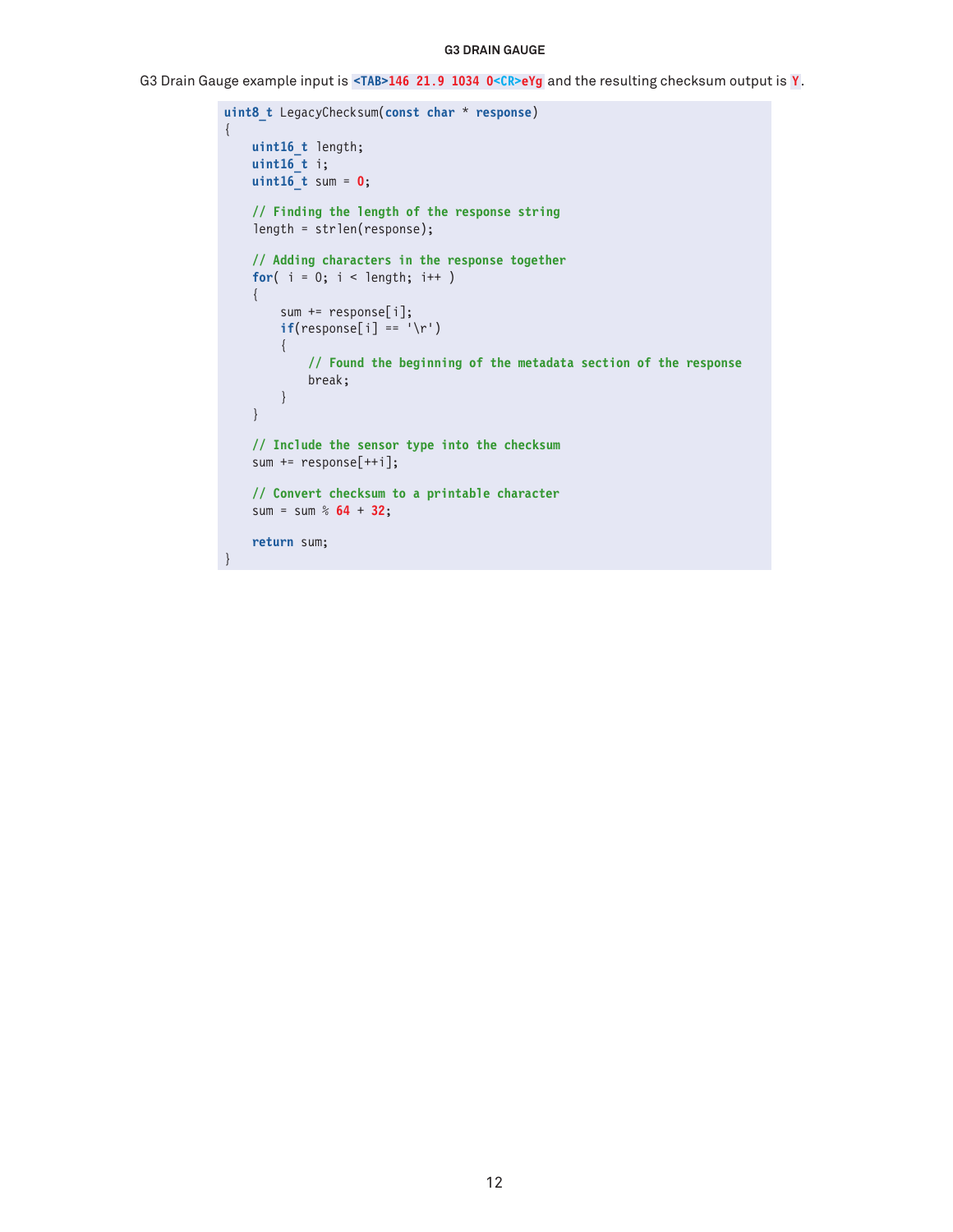## G3 DRAIN GAUGE

G3 Drain Gauge example input is `<TAB>146 21.9 1034 0<CR>eYg` and the resulting checksum output is `Y`.

```
uint8_t LegacyChecksum(const char * response)
{
    uint16_t length;
    uint16_t i;
    uint16_t sum = 0;

    // Finding the length of the response string
    length = strlen(response);

    // Adding characters in the response together
    for( i = 0; i < length; i++ )
    {
        sum += response[i];
        if(response[i] == '\r')
        {
            // Found the beginning of the metadata section of the response
            break;
        }
    }

    // Include the sensor type into the checksum
    sum += response[++i];

    // Convert checksum to a printable character
    sum = sum % 64 + 32;

    return sum;
}
```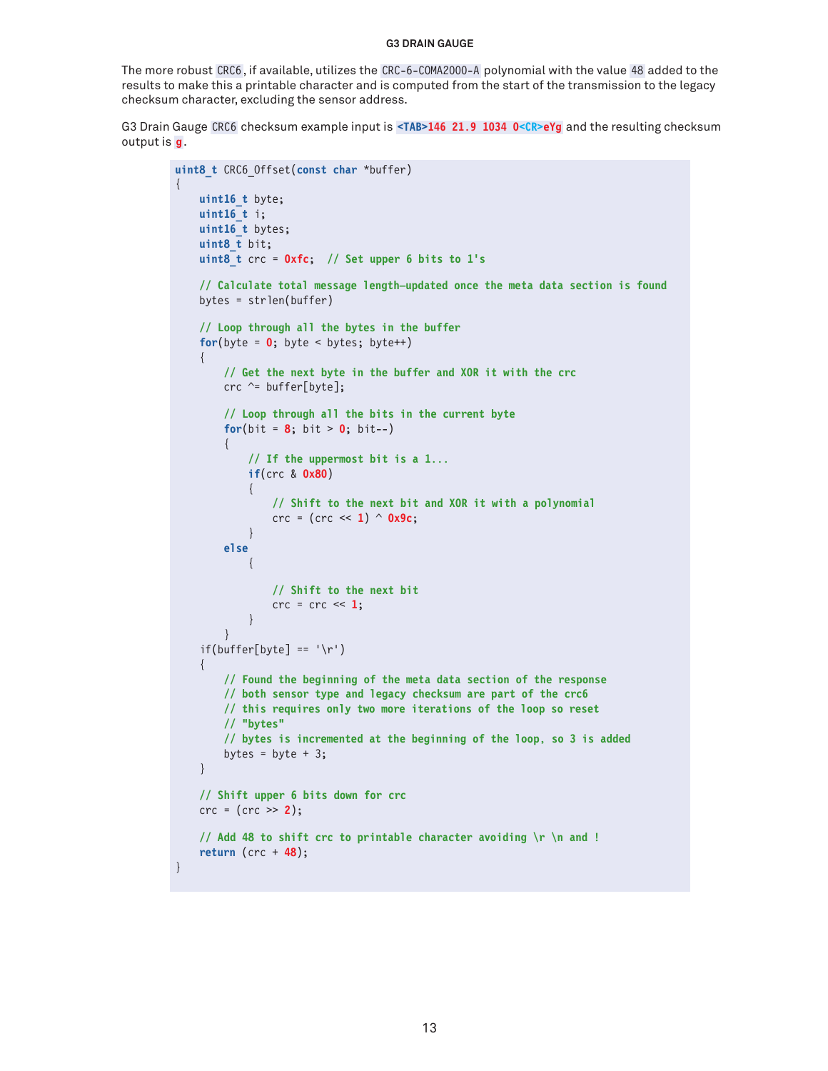The more robust `CRC6`, if available, utilizes the `CRC-6-COMA2000-A` polynomial with the value `48` added to the results to make this a printable character and is computed from the start of the transmission to the legacy checksum character, excluding the sensor address.

G3 Drain Gauge `CRC6` checksum example input is `<TAB>146 21.9 1034 0<CR>eYg` and the resulting checksum output is `g`.

```
uint8_t CRC6_Offset(const char *buffer)
{
    uint16_t byte;
    uint16_t i;
    uint16_t bytes;
    uint8_t bit;
    uint8_t crc = 0xfc;  // Set upper 6 bits to 1's

    // Calculate total message length—updated once the meta data section is found
    bytes = strlen(buffer)

    // Loop through all the bytes in the buffer
    for(byte = 0; byte < bytes; byte++)
    {
        // Get the next byte in the buffer and XOR it with the crc
        crc ^= buffer[byte];

        // Loop through all the bits in the current byte
        for(bit = 8; bit > 0; bit--)
        {
            // If the uppermost bit is a 1...
            if(crc & 0x80)
            {
                // Shift to the next bit and XOR it with a polynomial
                crc = (crc << 1) ^ 0x9c;
            }
        else
            {

                // Shift to the next bit
                crc = crc << 1;
            }
        }
    if(buffer[byte] == '\r')
    {
        // Found the beginning of the meta data section of the response
        // both sensor type and legacy checksum are part of the crc6
        // this requires only two more iterations of the loop so reset
        // "bytes"
        // bytes is incremented at the beginning of the loop, so 3 is added
        bytes = byte + 3;
    }

    // Shift upper 6 bits down for crc
    crc = (crc >> 2);

    // Add 48 to shift crc to printable character avoiding \r \n and !
    return (crc + 48);
}
```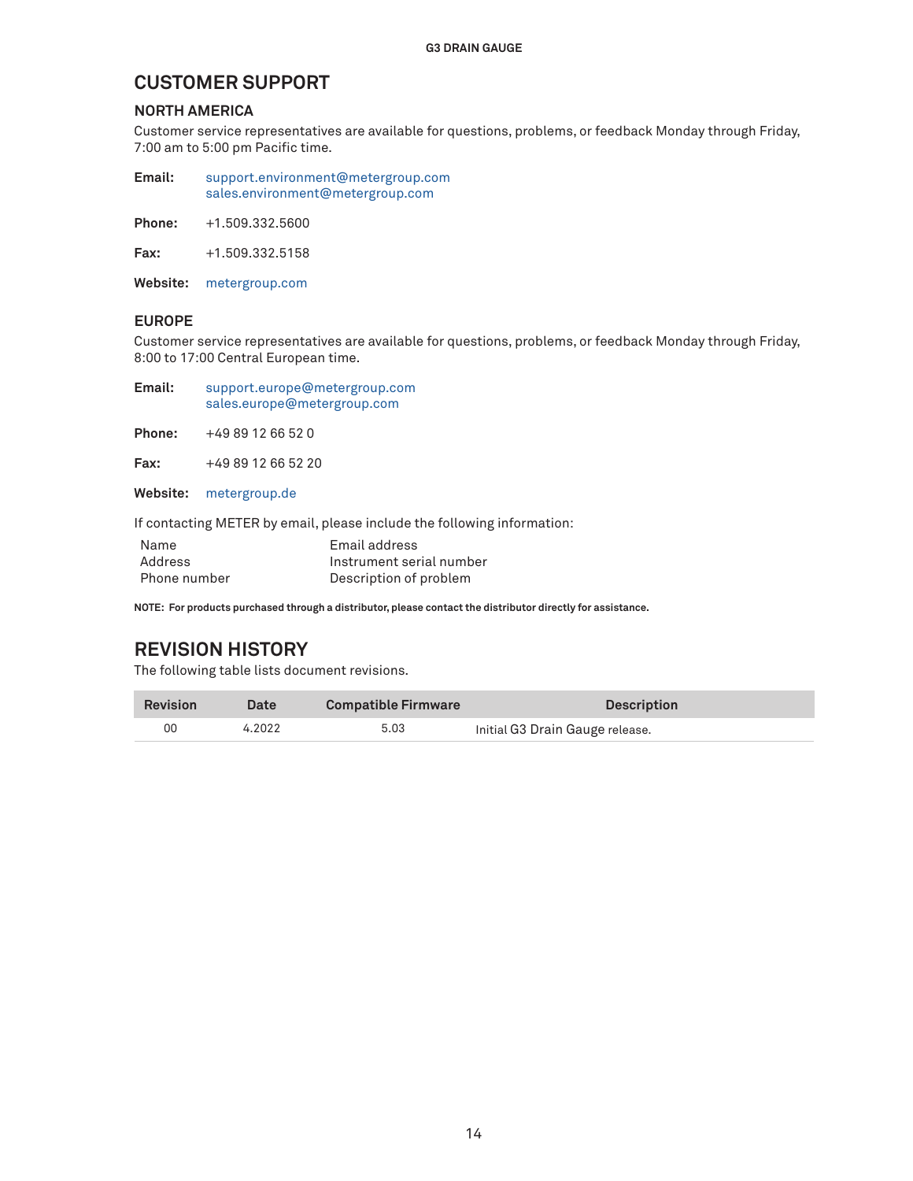## CUSTOMER SUPPORT

### NORTH AMERICA

Customer service representatives are available for questions, problems, or feedback Monday through Friday, 7:00 am to 5:00 pm Pacific time.

**Email:** support.environment@metergroup.com
sales.environment@metergroup.com

**Phone:** +1.509.332.5600

**Fax:** +1.509.332.5158

**Website:** metergroup.com

### EUROPE

Customer service representatives are available for questions, problems, or feedback Monday through Friday, 8:00 to 17:00 Central European time.

**Email:** support.europe@metergroup.com
sales.europe@metergroup.com

**Phone:** +49 89 12 66 52 0

**Fax:** +49 89 12 66 52 20

**Website:** metergroup.de

If contacting METER by email, please include the following information:

| | |
|---|---|
| Name | Email address |
| Address | Instrument serial number |
| Phone number | Description of problem |

**NOTE: For products purchased through a distributor, please contact the distributor directly for assistance.**

## REVISION HISTORY

The following table lists document revisions.

| Revision | Date | Compatible Firmware | Description |
|---|---|---|---|
| 00 | 4.2022 | 5.03 | Initial G3 Drain Gauge release. |